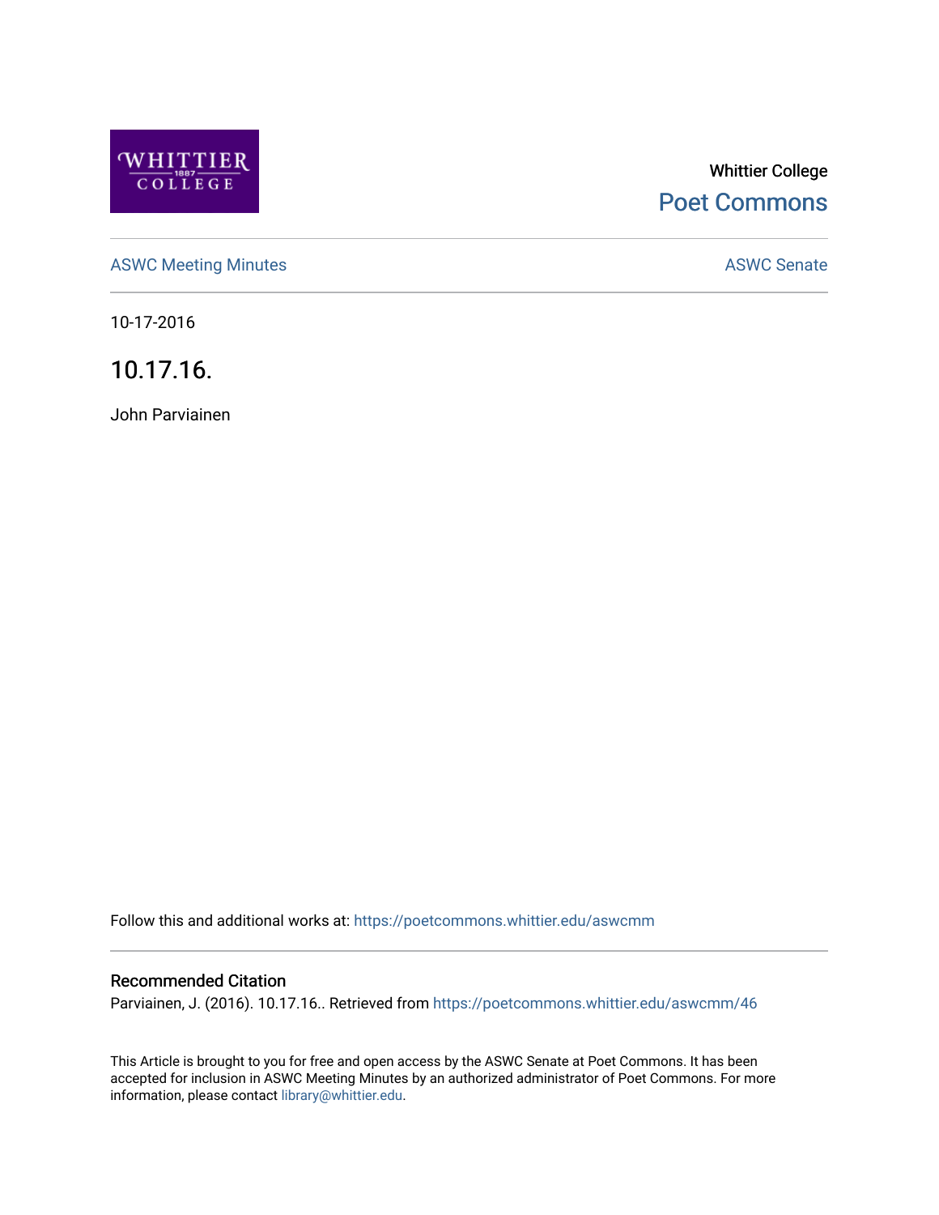Whittier College

Poet Commons

ASWC Meeting Minutes

ASWC Senate

10-17-2016

# 10.17.16.

John Parviainen

Follow this and additional works at: https://poetcommons.whittier.edu/aswcmm

## Recommended Citation

Parviainen, J. (2016). 10.17.16.. Retrieved from https://poetcommons.whittier.edu/aswcmm/46

This Article is brought to you for free and open access by the ASWC Senate at Poet Commons. It has been accepted for inclusion in ASWC Meeting Minutes by an authorized administrator of Poet Commons. For more information, please contact library@whittier.edu.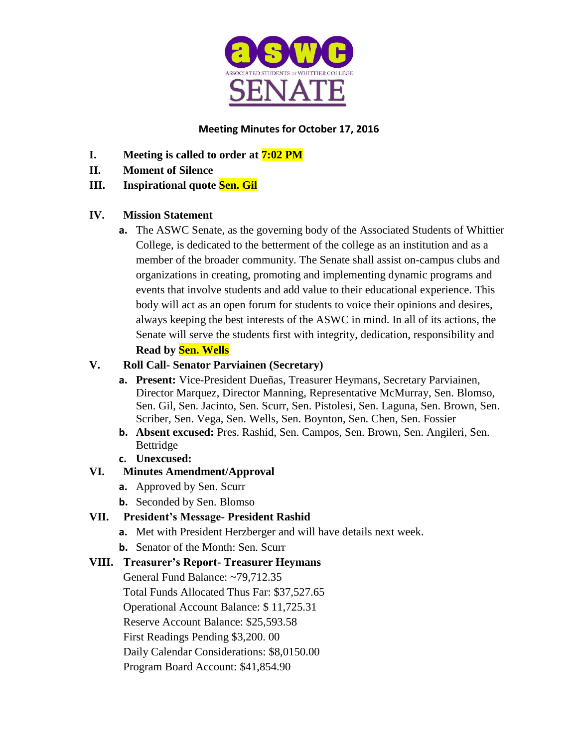# Meeting Minutes for October 17, 2016

**I. Meeting is called to order at 7:02 PM**

**II. Moment of Silence**

**III. Inspirational quote Sen. Gil**

**IV. Mission Statement**

a. The ASWC Senate, as the governing body of the Associated Students of Whittier College, is dedicated to the betterment of the college as an institution and as a member of the broader community. The Senate shall assist on-campus clubs and organizations in creating, promoting and implementing dynamic programs and events that involve students and add value to their educational experience. This body will act as an open forum for students to voice their opinions and desires, always keeping the best interests of the ASWC in mind. In all of its actions, the Senate will serve the students first with integrity, dedication, responsibility and

**Read by Sen. Wells**

**V. Roll Call- Senator Parviainen (Secretary)**

a. **Present:** Vice-President Dueñas, Treasurer Heymans, Secretary Parviainen, Director Marquez, Director Manning, Representative McMurray, Sen. Blomso, Sen. Gil, Sen. Jacinto, Sen. Scurr, Sen. Pistolesi, Sen. Laguna, Sen. Brown, Sen. Scriber, Sen. Vega, Sen. Wells, Sen. Boynton, Sen. Chen, Sen. Fossier

b. **Absent excused:** Pres. Rashid, Sen. Campos, Sen. Brown, Sen. Angileri, Sen. Bettridge

c. **Unexcused:**

**VI. Minutes Amendment/Approval**

a. Approved by Sen. Scurr

b. Seconded by Sen. Blomso

**VII. President's Message- President Rashid**

a. Met with President Herzberger and will have details next week.

b. Senator of the Month: Sen. Scurr

**VIII. Treasurer's Report- Treasurer Heymans**

General Fund Balance: ~79,712.35

Total Funds Allocated Thus Far: $37,527.65

Operational Account Balance: $ 11,725.31

Reserve Account Balance: $25,593.58

First Readings Pending $3,200. 00

Daily Calendar Considerations: $8,0150.00

Program Board Account: $41,854.90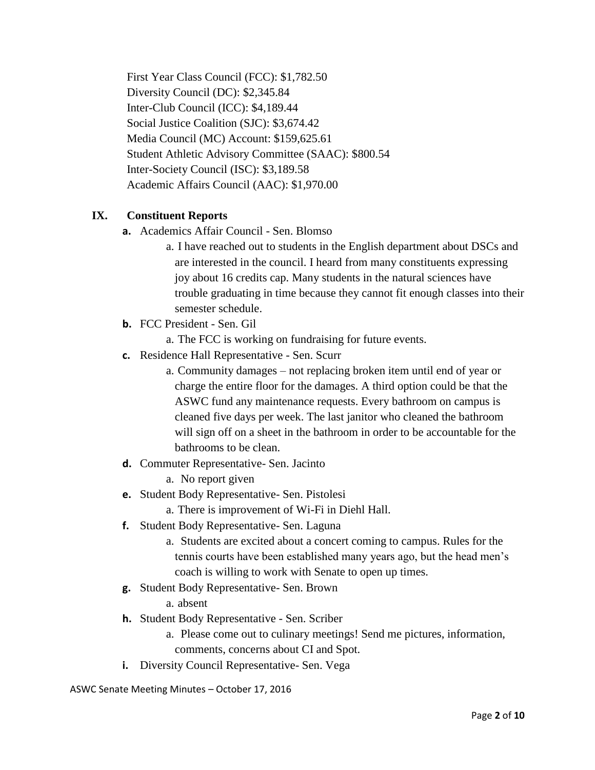First Year Class Council (FCC): $1,782.50
Diversity Council (DC): $2,345.84
Inter-Club Council (ICC): $4,189.44
Social Justice Coalition (SJC): $3,674.42
Media Council (MC) Account: $159,625.61
Student Athletic Advisory Committee (SAAC): $800.54
Inter-Society Council (ISC): $3,189.58
Academic Affairs Council (AAC): $1,970.00

## IX. Constituent Reports

- **a.** Academics Affair Council - Sen. Blomso
  - a. I have reached out to students in the English department about DSCs and are interested in the council. I heard from many constituents expressing joy about 16 credits cap. Many students in the natural sciences have trouble graduating in time because they cannot fit enough classes into their semester schedule.
- **b.** FCC President - Sen. Gil
  - a. The FCC is working on fundraising for future events.
- **c.** Residence Hall Representative - Sen. Scurr
  - a. Community damages – not replacing broken item until end of year or charge the entire floor for the damages. A third option could be that the ASWC fund any maintenance requests. Every bathroom on campus is cleaned five days per week. The last janitor who cleaned the bathroom will sign off on a sheet in the bathroom in order to be accountable for the bathrooms to be clean.
- **d.** Commuter Representative- Sen. Jacinto
  - a. No report given
- **e.** Student Body Representative- Sen. Pistolesi
  - a. There is improvement of Wi-Fi in Diehl Hall.
- **f.** Student Body Representative- Sen. Laguna
  - a. Students are excited about a concert coming to campus. Rules for the tennis courts have been established many years ago, but the head men's coach is willing to work with Senate to open up times.
- **g.** Student Body Representative- Sen. Brown
  - a. absent
- **h.** Student Body Representative - Sen. Scriber
  - a. Please come out to culinary meetings! Send me pictures, information, comments, concerns about CI and Spot.
- **i.** Diversity Council Representative- Sen. Vega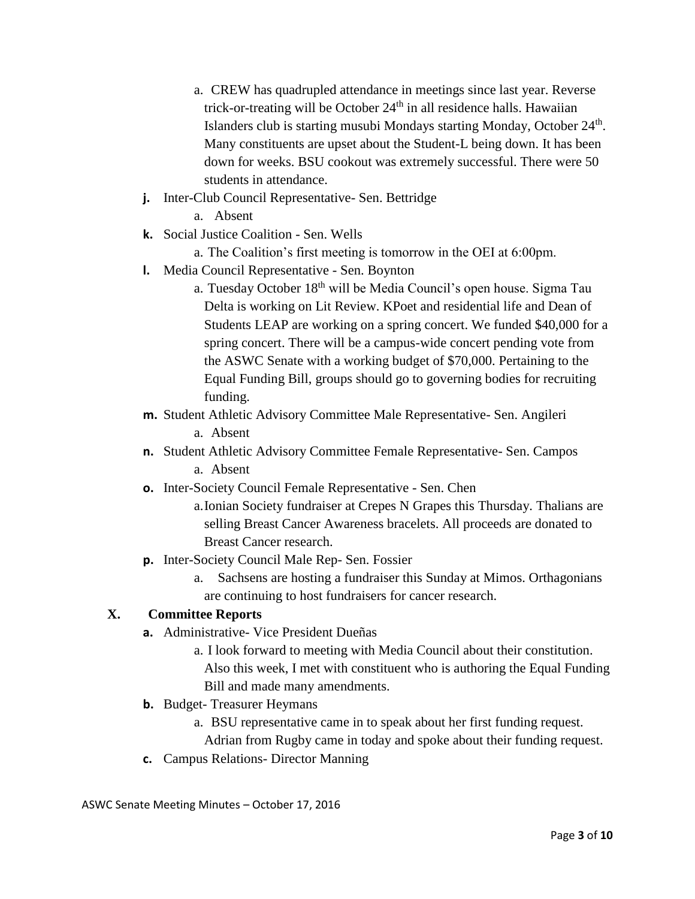a. CREW has quadrupled attendance in meetings since last year. Reverse trick-or-treating will be October 24th in all residence halls. Hawaiian Islanders club is starting musubi Mondays starting Monday, October 24th. Many constituents are upset about the Student-L being down. It has been down for weeks. BSU cookout was extremely successful. There were 50 students in attendance.

- **j.** Inter-Club Council Representative- Sen. Bettridge
  a. Absent
- **k.** Social Justice Coalition - Sen. Wells
  a. The Coalition's first meeting is tomorrow in the OEI at 6:00pm.
- **l.** Media Council Representative - Sen. Boynton
  a. Tuesday October 18th will be Media Council's open house. Sigma Tau Delta is working on Lit Review. KPoet and residential life and Dean of Students LEAP are working on a spring concert. We funded $40,000 for a spring concert. There will be a campus-wide concert pending vote from the ASWC Senate with a working budget of $70,000. Pertaining to the Equal Funding Bill, groups should go to governing bodies for recruiting funding.
- **m.** Student Athletic Advisory Committee Male Representative- Sen. Angileri
  a. Absent
- **n.** Student Athletic Advisory Committee Female Representative- Sen. Campos
  a. Absent
- **o.** Inter-Society Council Female Representative - Sen. Chen
  a. Ionian Society fundraiser at Crepes N Grapes this Thursday. Thalians are selling Breast Cancer Awareness bracelets. All proceeds are donated to Breast Cancer research.
- **p.** Inter-Society Council Male Rep- Sen. Fossier
  a. Sachsens are hosting a fundraiser this Sunday at Mimos. Orthagonians are continuing to host fundraisers for cancer research.

## X. Committee Reports

- **a.** Administrative- Vice President Dueñas
  a. I look forward to meeting with Media Council about their constitution. Also this week, I met with constituent who is authoring the Equal Funding Bill and made many amendments.
- **b.** Budget- Treasurer Heymans
  a. BSU representative came in to speak about her first funding request. Adrian from Rugby came in today and spoke about their funding request.
- **c.** Campus Relations- Director Manning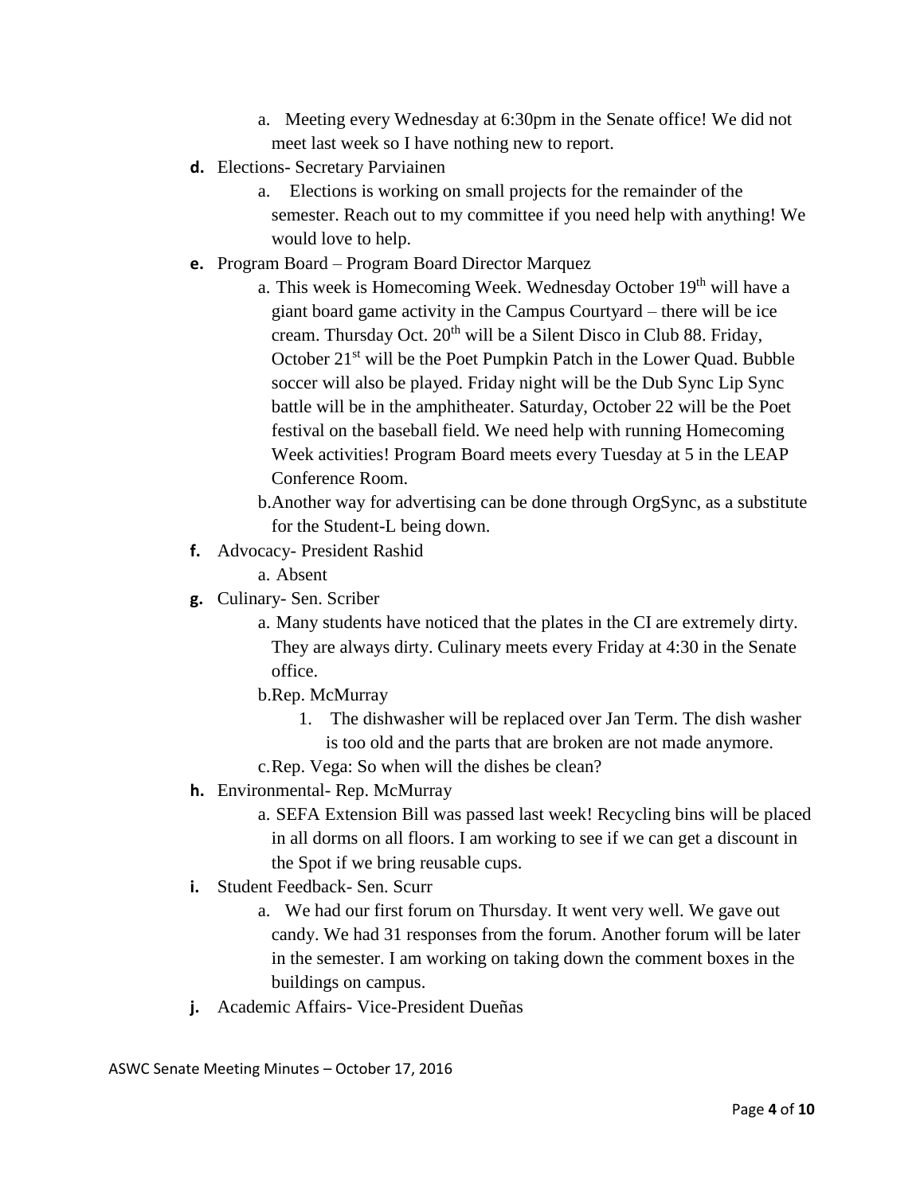a. Meeting every Wednesday at 6:30pm in the Senate office! We did not meet last week so I have nothing new to report.

**d.** Elections- Secretary Parviainen

   a. Elections is working on small projects for the remainder of the semester. Reach out to my committee if you need help with anything! We would love to help.

**e.** Program Board – Program Board Director Marquez

   a. This week is Homecoming Week. Wednesday October 19th will have a giant board game activity in the Campus Courtyard – there will be ice cream. Thursday Oct. 20th will be a Silent Disco in Club 88. Friday, October 21st will be the Poet Pumpkin Patch in the Lower Quad. Bubble soccer will also be played. Friday night will be the Dub Sync Lip Sync battle will be in the amphitheater. Saturday, October 22 will be the Poet festival on the baseball field. We need help with running Homecoming Week activities! Program Board meets every Tuesday at 5 in the LEAP Conference Room.

   b. Another way for advertising can be done through OrgSync, as a substitute for the Student-L being down.

**f.** Advocacy- President Rashid

   a. Absent

**g.** Culinary- Sen. Scriber

   a. Many students have noticed that the plates in the CI are extremely dirty. They are always dirty. Culinary meets every Friday at 4:30 in the Senate office.

   b. Rep. McMurray

      1. The dishwasher will be replaced over Jan Term. The dish washer is too old and the parts that are broken are not made anymore.

   c. Rep. Vega: So when will the dishes be clean?

**h.** Environmental- Rep. McMurray

   a. SEFA Extension Bill was passed last week! Recycling bins will be placed in all dorms on all floors. I am working to see if we can get a discount in the Spot if we bring reusable cups.

**i.** Student Feedback- Sen. Scurr

   a. We had our first forum on Thursday. It went very well. We gave out candy. We had 31 responses from the forum. Another forum will be later in the semester. I am working on taking down the comment boxes in the buildings on campus.

**j.** Academic Affairs- Vice-President Dueñas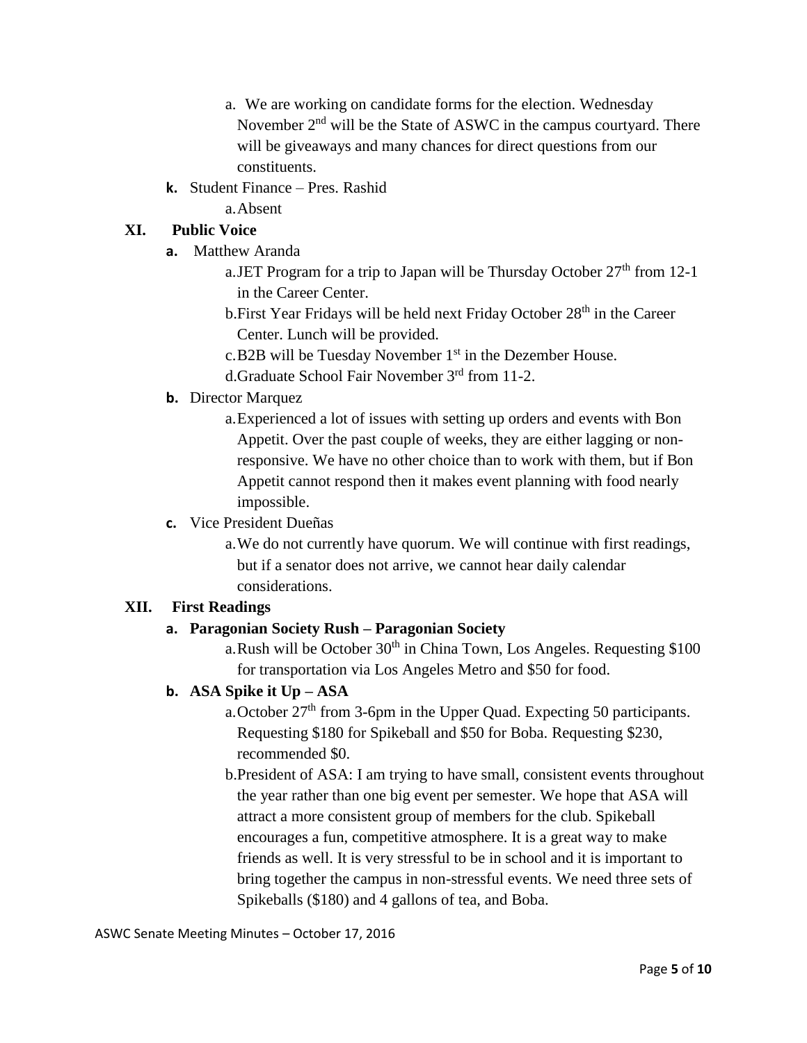a. We are working on candidate forms for the election. Wednesday November 2nd will be the State of ASWC in the campus courtyard. There will be giveaways and many chances for direct questions from our constituents.

k. Student Finance – Pres. Rashid
   a. Absent

## XI. Public Voice

a. Matthew Aranda
   a. JET Program for a trip to Japan will be Thursday October 27th from 12-1 in the Career Center.
   b. First Year Fridays will be held next Friday October 28th in the Career Center. Lunch will be provided.
   c. B2B will be Tuesday November 1st in the Dezember House.
   d. Graduate School Fair November 3rd from 11-2.

b. Director Marquez
   a. Experienced a lot of issues with setting up orders and events with Bon Appetit. Over the past couple of weeks, they are either lagging or non-responsive. We have no other choice than to work with them, but if Bon Appetit cannot respond then it makes event planning with food nearly impossible.

c. Vice President Dueñas
   a. We do not currently have quorum. We will continue with first readings, but if a senator does not arrive, we cannot hear daily calendar considerations.

## XII. First Readings

**a. Paragonian Society Rush – Paragonian Society**
   a. Rush will be October 30th in China Town, Los Angeles. Requesting $100 for transportation via Los Angeles Metro and $50 for food.

**b. ASA Spike it Up – ASA**
   a. October 27th from 3-6pm in the Upper Quad. Expecting 50 participants. Requesting $180 for Spikeball and $50 for Boba. Requesting $230, recommended $0.
   b. President of ASA: I am trying to have small, consistent events throughout the year rather than one big event per semester. We hope that ASA will attract a more consistent group of members for the club. Spikeball encourages a fun, competitive atmosphere. It is a great way to make friends as well. It is very stressful to be in school and it is important to bring together the campus in non-stressful events. We need three sets of Spikeballs ($180) and 4 gallons of tea, and Boba.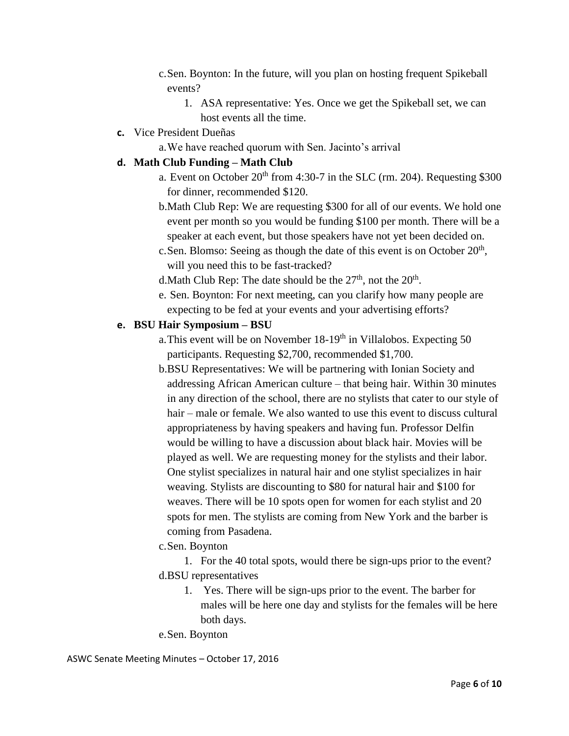c. Sen. Boynton: In the future, will you plan on hosting frequent Spikeball events?

   1. ASA representative: Yes. Once we get the Spikeball set, we can host events all the time.

**c.** Vice President Dueñas

   a. We have reached quorum with Sen. Jacinto's arrival

**d. Math Club Funding – Math Club**

   a. Event on October 20th from 4:30-7 in the SLC (rm. 204). Requesting $300 for dinner, recommended $120.

   b. Math Club Rep: We are requesting $300 for all of our events. We hold one event per month so you would be funding $100 per month. There will be a speaker at each event, but those speakers have not yet been decided on.

   c. Sen. Blomso: Seeing as though the date of this event is on October 20th, will you need this to be fast-tracked?

   d. Math Club Rep: The date should be the 27th, not the 20th.

   e. Sen. Boynton: For next meeting, can you clarify how many people are expecting to be fed at your events and your advertising efforts?

**e. BSU Hair Symposium – BSU**

   a. This event will be on November 18-19th in Villalobos. Expecting 50 participants. Requesting $2,700, recommended $1,700.

   b. BSU Representatives: We will be partnering with Ionian Society and addressing African American culture – that being hair. Within 30 minutes in any direction of the school, there are no stylists that cater to our style of hair – male or female. We also wanted to use this event to discuss cultural appropriateness by having speakers and having fun. Professor Delfin would be willing to have a discussion about black hair. Movies will be played as well. We are requesting money for the stylists and their labor. One stylist specializes in natural hair and one stylist specializes in hair weaving. Stylists are discounting to $80 for natural hair and $100 for weaves. There will be 10 spots open for women for each stylist and 20 spots for men. The stylists are coming from New York and the barber is coming from Pasadena.

   c. Sen. Boynton

      1. For the 40 total spots, would there be sign-ups prior to the event?

   d. BSU representatives

      1. Yes. There will be sign-ups prior to the event. The barber for males will be here one day and stylists for the females will be here both days.

   e. Sen. Boynton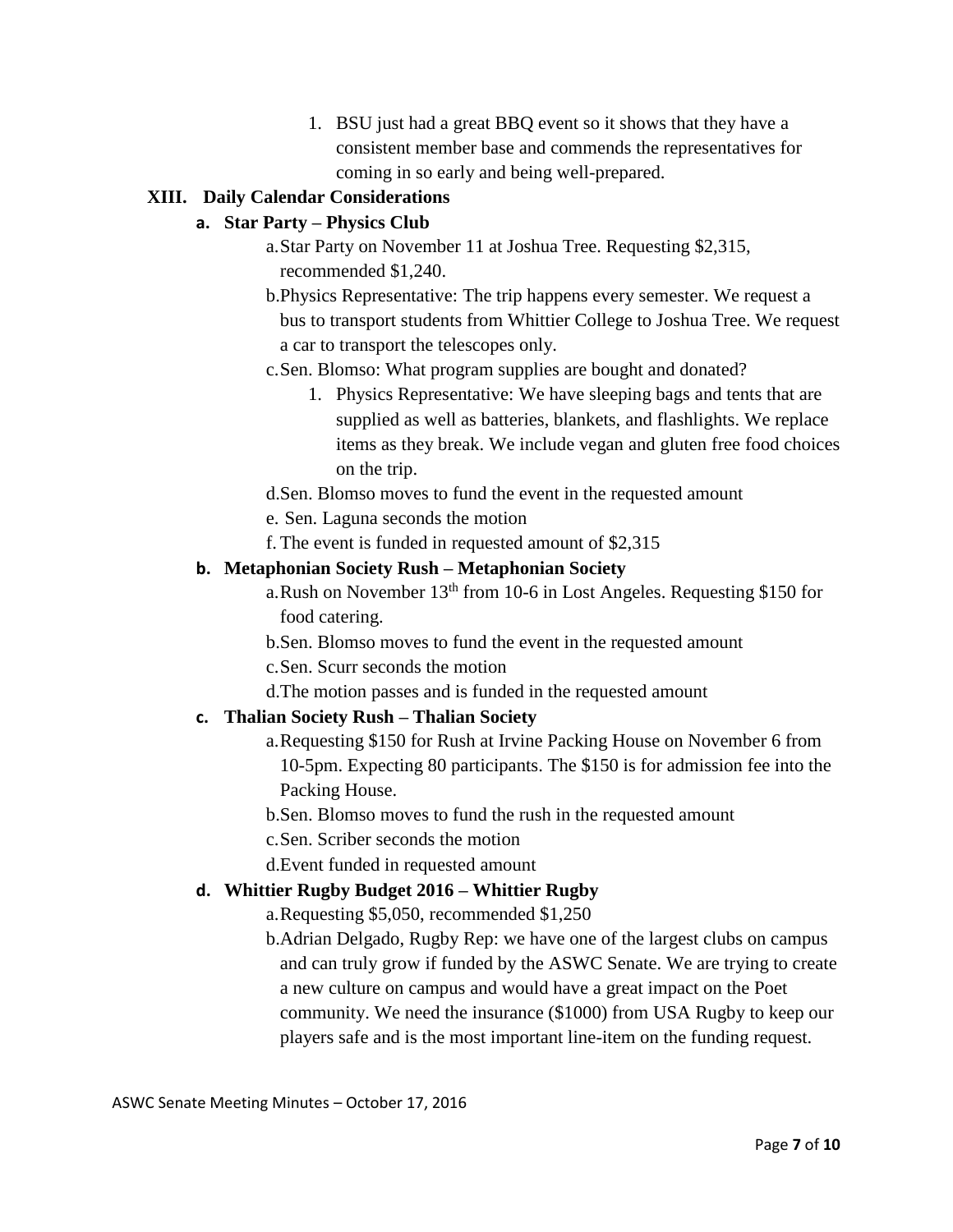1. BSU just had a great BBQ event so it shows that they have a consistent member base and commends the representatives for coming in so early and being well-prepared.

## XIII. Daily Calendar Considerations

### a. Star Party – Physics Club

a. Star Party on November 11 at Joshua Tree. Requesting $2,315, recommended $1,240.

b. Physics Representative: The trip happens every semester. We request a bus to transport students from Whittier College to Joshua Tree. We request a car to transport the telescopes only.

c. Sen. Blomso: What program supplies are bought and donated?

   1. Physics Representative: We have sleeping bags and tents that are supplied as well as batteries, blankets, and flashlights. We replace items as they break. We include vegan and gluten free food choices on the trip.

d. Sen. Blomso moves to fund the event in the requested amount

e. Sen. Laguna seconds the motion

f. The event is funded in requested amount of $2,315

### b. Metaphonian Society Rush – Metaphonian Society

a. Rush on November 13th from 10-6 in Lost Angeles. Requesting $150 for food catering.

b. Sen. Blomso moves to fund the event in the requested amount

c. Sen. Scurr seconds the motion

d. The motion passes and is funded in the requested amount

### c. Thalian Society Rush – Thalian Society

a. Requesting $150 for Rush at Irvine Packing House on November 6 from 10-5pm. Expecting 80 participants. The $150 is for admission fee into the Packing House.

b. Sen. Blomso moves to fund the rush in the requested amount

c. Sen. Scriber seconds the motion

d. Event funded in requested amount

### d. Whittier Rugby Budget 2016 – Whittier Rugby

a. Requesting $5,050, recommended $1,250

b. Adrian Delgado, Rugby Rep: we have one of the largest clubs on campus and can truly grow if funded by the ASWC Senate. We are trying to create a new culture on campus and would have a great impact on the Poet community. We need the insurance ($1000) from USA Rugby to keep our players safe and is the most important line-item on the funding request.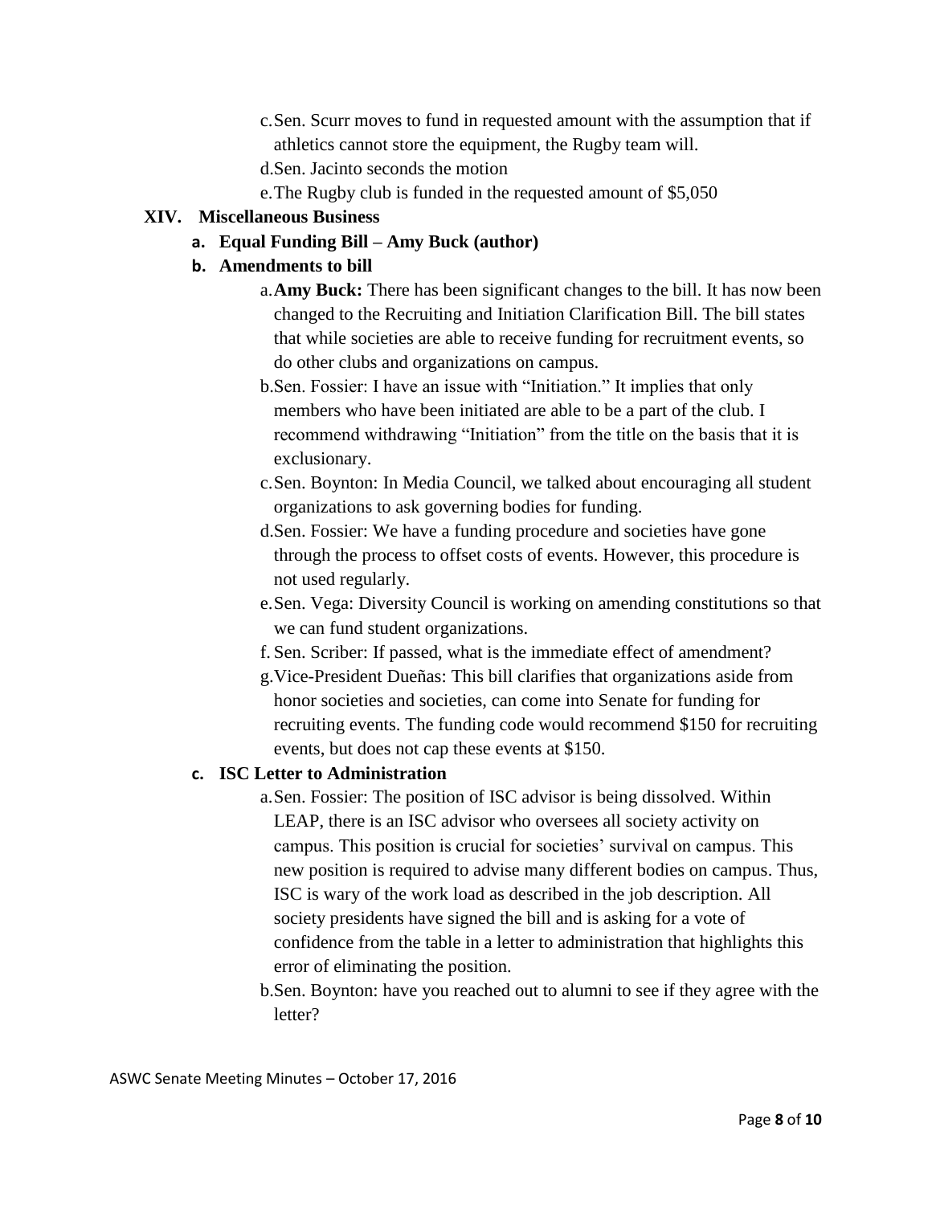c. Sen. Scurr moves to fund in requested amount with the assumption that if athletics cannot store the equipment, the Rugby team will.

d. Sen. Jacinto seconds the motion

e. The Rugby club is funded in the requested amount of $5,050

## XIV. Miscellaneous Business

### a. Equal Funding Bill – Amy Buck (author)

### b. Amendments to bill

a. **Amy Buck:** There has been significant changes to the bill. It has now been changed to the Recruiting and Initiation Clarification Bill. The bill states that while societies are able to receive funding for recruitment events, so do other clubs and organizations on campus.

b. Sen. Fossier: I have an issue with "Initiation." It implies that only members who have been initiated are able to be a part of the club. I recommend withdrawing "Initiation" from the title on the basis that it is exclusionary.

c. Sen. Boynton: In Media Council, we talked about encouraging all student organizations to ask governing bodies for funding.

d. Sen. Fossier: We have a funding procedure and societies have gone through the process to offset costs of events. However, this procedure is not used regularly.

e. Sen. Vega: Diversity Council is working on amending constitutions so that we can fund student organizations.

f. Sen. Scriber: If passed, what is the immediate effect of amendment?

g. Vice-President Dueñas: This bill clarifies that organizations aside from honor societies and societies, can come into Senate for funding for recruiting events. The funding code would recommend $150 for recruiting events, but does not cap these events at $150.

### c. ISC Letter to Administration

a. Sen. Fossier: The position of ISC advisor is being dissolved. Within LEAP, there is an ISC advisor who oversees all society activity on campus. This position is crucial for societies' survival on campus. This new position is required to advise many different bodies on campus. Thus, ISC is wary of the work load as described in the job description. All society presidents have signed the bill and is asking for a vote of confidence from the table in a letter to administration that highlights this error of eliminating the position.

b. Sen. Boynton: have you reached out to alumni to see if they agree with the letter?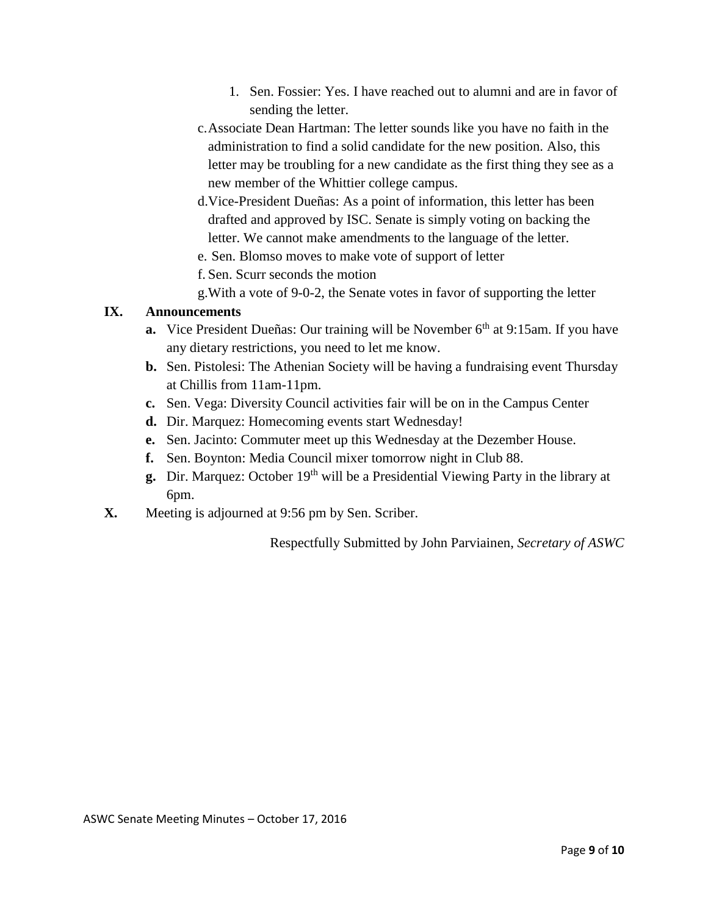1. Sen. Fossier: Yes. I have reached out to alumni and are in favor of sending the letter.

c. Associate Dean Hartman: The letter sounds like you have no faith in the administration to find a solid candidate for the new position. Also, this letter may be troubling for a new candidate as the first thing they see as a new member of the Whittier college campus.

d. Vice-President Dueñas: As a point of information, this letter has been drafted and approved by ISC. Senate is simply voting on backing the letter. We cannot make amendments to the language of the letter.

e. Sen. Blomso moves to make vote of support of letter

f. Sen. Scurr seconds the motion

g. With a vote of 9-0-2, the Senate votes in favor of supporting the letter

**IX. Announcements**

- **a.** Vice President Dueñas: Our training will be November 6th at 9:15am. If you have any dietary restrictions, you need to let me know.
- **b.** Sen. Pistolesi: The Athenian Society will be having a fundraising event Thursday at Chillis from 11am-11pm.
- **c.** Sen. Vega: Diversity Council activities fair will be on in the Campus Center
- **d.** Dir. Marquez: Homecoming events start Wednesday!
- **e.** Sen. Jacinto: Commuter meet up this Wednesday at the Dezember House.
- **f.** Sen. Boynton: Media Council mixer tomorrow night in Club 88.
- **g.** Dir. Marquez: October 19th will be a Presidential Viewing Party in the library at 6pm.

**X.** Meeting is adjourned at 9:56 pm by Sen. Scriber.

Respectfully Submitted by John Parviainen, *Secretary of ASWC*